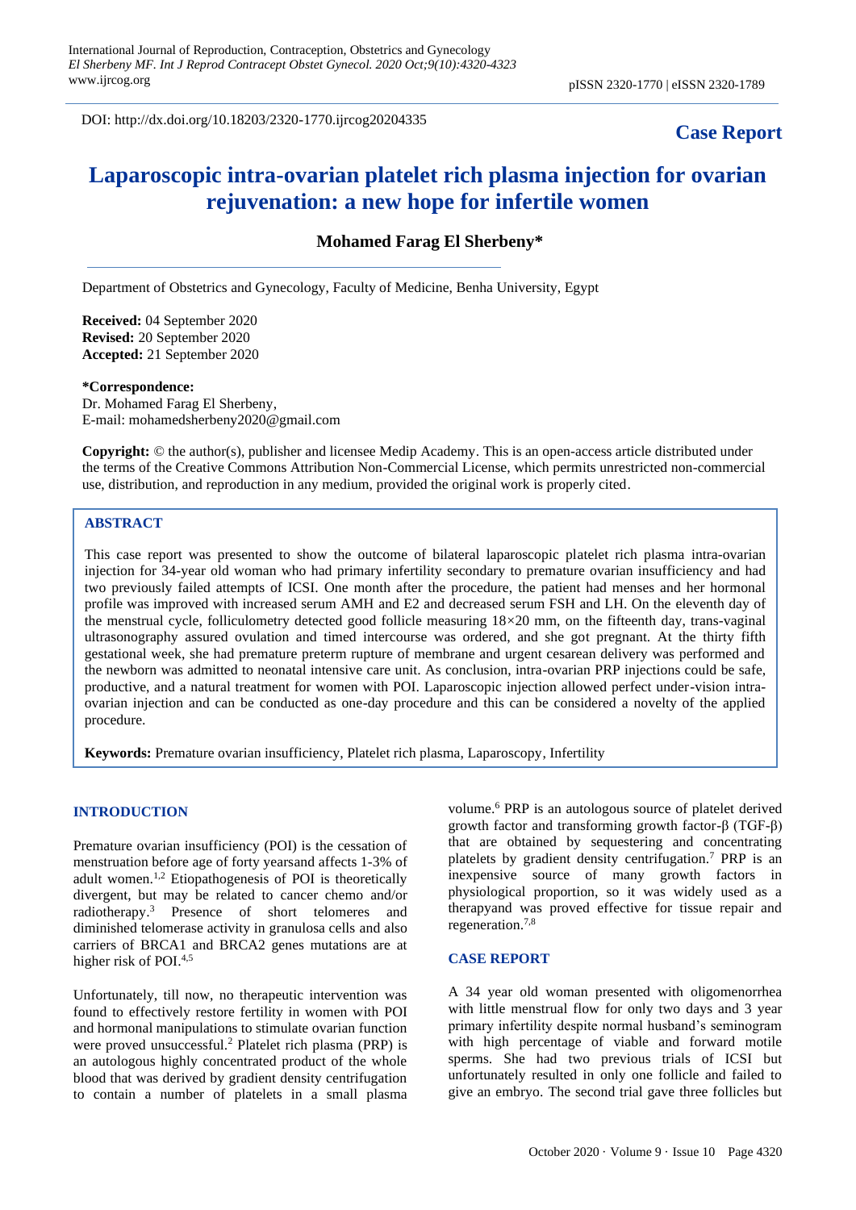DOI: http://dx.doi.org/10.18203/2320-1770.ijrcog20204335

**Case Report**

# Laparoscopic intra-ovarian platelet rich plasma injection for ovarian rejuvenation: a new hope for infertile women

**Mohamed Farag El Sherbeny***

Department of Obstetrics and Gynecology, Faculty of Medicine, Benha University, Egypt

**Received:** 04 September 2020
**Revised:** 20 September 2020
**Accepted:** 21 September 2020

***Correspondence:**
Dr. Mohamed Farag El Sherbeny,
E-mail: mohamedsherbeny2020@gmail.com

**Copyright:** © the author(s), publisher and licensee Medip Academy. This is an open-access article distributed under the terms of the Creative Commons Attribution Non-Commercial License, which permits unrestricted non-commercial use, distribution, and reproduction in any medium, provided the original work is properly cited.

## ABSTRACT

This case report was presented to show the outcome of bilateral laparoscopic platelet rich plasma intra-ovarian injection for 34-year old woman who had primary infertility secondary to premature ovarian insufficiency and had two previously failed attempts of ICSI. One month after the procedure, the patient had menses and her hormonal profile was improved with increased serum AMH and E2 and decreased serum FSH and LH. On the eleventh day of the menstrual cycle, folliculometry detected good follicle measuring 18×20 mm, on the fifteenth day, trans-vaginal ultrasonography assured ovulation and timed intercourse was ordered, and she got pregnant. At the thirty fifth gestational week, she had premature preterm rupture of membrane and urgent cesarean delivery was performed and the newborn was admitted to neonatal intensive care unit. As conclusion, intra-ovarian PRP injections could be safe, productive, and a natural treatment for women with POI. Laparoscopic injection allowed perfect under-vision intra-ovarian injection and can be conducted as one-day procedure and this can be considered a novelty of the applied procedure.

**Keywords:** Premature ovarian insufficiency, Platelet rich plasma, Laparoscopy, Infertility

## INTRODUCTION

Premature ovarian insufficiency (POI) is the cessation of menstruation before age of forty yearsand affects 1-3% of adult women.[1,2] Etiopathogenesis of POI is theoretically divergent, but may be related to cancer chemo and/or radiotherapy.[3] Presence of short telomeres and diminished telomerase activity in granulosa cells and also carriers of BRCA1 and BRCA2 genes mutations are at higher risk of POI.[4,5]

Unfortunately, till now, no therapeutic intervention was found to effectively restore fertility in women with POI and hormonal manipulations to stimulate ovarian function were proved unsuccessful.[2] Platelet rich plasma (PRP) is an autologous highly concentrated product of the whole blood that was derived by gradient density centrifugation to contain a number of platelets in a small plasma volume.[6] PRP is an autologous source of platelet derived growth factor and transforming growth factor-β (TGF-β) that are obtained by sequestering and concentrating platelets by gradient density centrifugation.[7] PRP is an inexpensive source of many growth factors in physiological proportion, so it was widely used as a therapyand was proved effective for tissue repair and regeneration.[7,8]

## CASE REPORT

A 34 year old woman presented with oligomenorrhea with little menstrual flow for only two days and 3 year primary infertility despite normal husband's seminogram with high percentage of viable and forward motile sperms. She had two previous trials of ICSI but unfortunately resulted in only one follicle and failed to give an embryo. The second trial gave three follicles but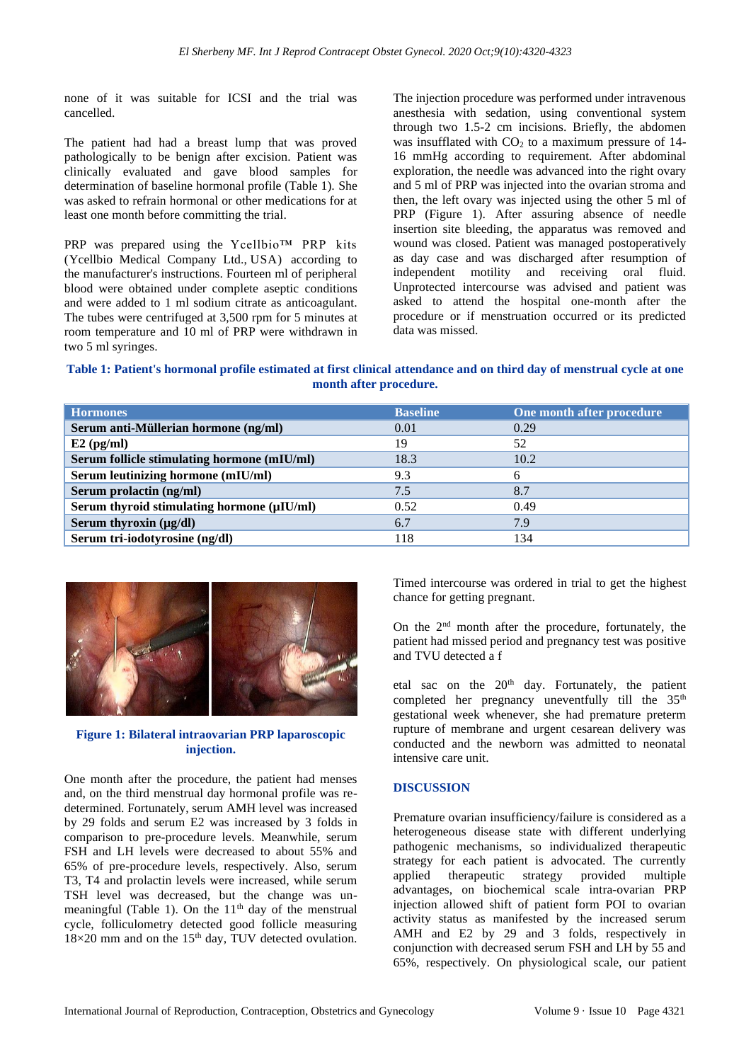none of it was suitable for ICSI and the trial was cancelled.

The patient had had a breast lump that was proved pathologically to be benign after excision. Patient was clinically evaluated and gave blood samples for determination of baseline hormonal profile (Table 1). She was asked to refrain hormonal or other medications for at least one month before committing the trial.

PRP was prepared using the Ycellbio™ PRP kits (Ycellbio Medical Company Ltd., USA) according to the manufacturer's instructions. Fourteen ml of peripheral blood were obtained under complete aseptic conditions and were added to 1 ml sodium citrate as anticoagulant. The tubes were centrifuged at 3,500 rpm for 5 minutes at room temperature and 10 ml of PRP were withdrawn in two 5 ml syringes.

The injection procedure was performed under intravenous anesthesia with sedation, using conventional system through two 1.5-2 cm incisions. Briefly, the abdomen was insufflated with $CO_2$ to a maximum pressure of 14-16 mmHg according to requirement. After abdominal exploration, the needle was advanced into the right ovary and 5 ml of PRP was injected into the ovarian stroma and then, the left ovary was injected using the other 5 ml of PRP (Figure 1). After assuring absence of needle insertion site bleeding, the apparatus was removed and wound was closed. Patient was managed postoperatively as day case and was discharged after resumption of independent motility and receiving oral fluid. Unprotected intercourse was advised and patient was asked to attend the hospital one-month after the procedure or if menstruation occurred or its predicted data was missed.

**Table 1: Patient's hormonal profile estimated at first clinical attendance and on third day of menstrual cycle at one month after procedure.**

| Hormones | Baseline | One month after procedure |
|---|---|---|
| **Serum anti-Müllerian hormone (ng/ml)** | 0.01 | 0.29 |
| **E2 (pg/ml)** | 19 | 52 |
| **Serum follicle stimulating hormone (mIU/ml)** | 18.3 | 10.2 |
| **Serum leutinizing hormone (mIU/ml)** | 9.3 | 6 |
| **Serum prolactin (ng/ml)** | 7.5 | 8.7 |
| **Serum thyroid stimulating hormone (µIU/ml)** | 0.52 | 0.49 |
| **Serum thyroxin (µg/dl)** | 6.7 | 7.9 |
| **Serum tri-iodotyrosine (ng/dl)** | 118 | 134 |

**Figure 1: Bilateral intraovarian PRP laparoscopic injection.**

One month after the procedure, the patient had menses and, on the third menstrual day hormonal profile was re-determined. Fortunately, serum AMH level was increased by 29 folds and serum E2 was increased by 3 folds in comparison to pre-procedure levels. Meanwhile, serum FSH and LH levels were decreased to about 55% and 65% of pre-procedure levels, respectively. Also, serum T3, T4 and prolactin levels were increased, while serum TSH level was decreased, but the change was un-meaningful (Table 1). On the 11th day of the menstrual cycle, folliculometry detected good follicle measuring 18×20 mm and on the 15th day, TUV detected ovulation.

Timed intercourse was ordered in trial to get the highest chance for getting pregnant.

On the 2nd month after the procedure, fortunately, the patient had missed period and pregnancy test was positive and TVU detected a fetal sac on the 20th day. Fortunately, the patient completed her pregnancy uneventfully till the 35th gestational week whenever, she had premature preterm rupture of membrane and urgent cesarean delivery was conducted and the newborn was admitted to neonatal intensive care unit.

## DISCUSSION

Premature ovarian insufficiency/failure is considered as a heterogeneous disease state with different underlying pathogenic mechanisms, so individualized therapeutic strategy for each patient is advocated. The currently applied therapeutic strategy provided multiple advantages, on biochemical scale intra-ovarian PRP injection allowed shift of patient form POI to ovarian activity status as manifested by the increased serum AMH and E2 by 29 and 3 folds, respectively in conjunction with decreased serum FSH and LH by 55 and 65%, respectively. On physiological scale, our patient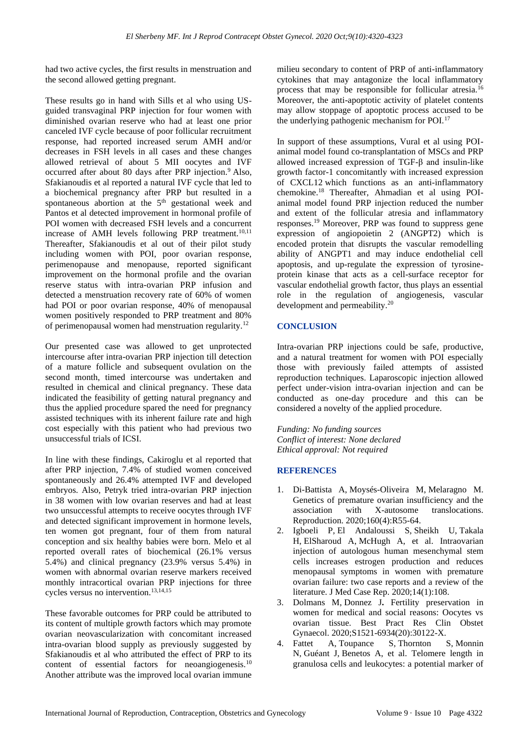had two active cycles, the first results in menstruation and the second allowed getting pregnant.

These results go in hand with Sills et al who using US-guided transvaginal PRP injection for four women with diminished ovarian reserve who had at least one prior canceled IVF cycle because of poor follicular recruitment response, had reported increased serum AMH and/or decreases in FSH levels in all cases and these changes allowed retrieval of about 5 MII oocytes and IVF occurred after about 80 days after PRP injection.[9] Also, Sfakianoudis et al reported a natural IVF cycle that led to a biochemical pregnancy after PRP but resulted in a spontaneous abortion at the 5[th] gestational week and Pantos et al detected improvement in hormonal profile of POI women with decreased FSH levels and a concurrent increase of AMH levels following PRP treatment.[10,11] Thereafter, Sfakianoudis et al out of their pilot study including women with POI, poor ovarian response, perimenopause and menopause, reported significant improvement on the hormonal profile and the ovarian reserve status with intra-ovarian PRP infusion and detected a menstruation recovery rate of 60% of women had POI or poor ovarian response, 40% of menopausal women positively responded to PRP treatment and 80% of perimenopausal women had menstruation regularity.[12]

Our presented case was allowed to get unprotected intercourse after intra-ovarian PRP injection till detection of a mature follicle and subsequent ovulation on the second month, timed intercourse was undertaken and resulted in chemical and clinical pregnancy. These data indicated the feasibility of getting natural pregnancy and thus the applied procedure spared the need for pregnancy assisted techniques with its inherent failure rate and high cost especially with this patient who had previous two unsuccessful trials of ICSI.

In line with these findings, Cakiroglu et al reported that after PRP injection, 7.4% of studied women conceived spontaneously and 26.4% attempted IVF and developed embryos. Also, Petryk tried intra-ovarian PRP injection in 38 women with low ovarian reserves and had at least two unsuccessful attempts to receive oocytes through IVF and detected significant improvement in hormone levels, ten women got pregnant, four of them from natural conception and six healthy babies were born. Melo et al reported overall rates of biochemical (26.1% versus 5.4%) and clinical pregnancy (23.9% versus 5.4%) in women with abnormal ovarian reserve markers received monthly intracortical ovarian PRP injections for three cycles versus no intervention.[13,14,15]

These favorable outcomes for PRP could be attributed to its content of multiple growth factors which may promote ovarian neovascularization with concomitant increased intra-ovarian blood supply as previously suggested by Sfakianoudis et al who attributed the effect of PRP to its content of essential factors for neoangiogenesis.[10] Another attribute was the improved local ovarian immune milieu secondary to content of PRP of anti-inflammatory cytokines that may antagonize the local inflammatory process that may be responsible for follicular atresia.[16] Moreover, the anti-apoptotic activity of platelet contents may allow stoppage of apoptotic process accused to be the underlying pathogenic mechanism for POI.[17]

In support of these assumptions, Vural et al using POI-animal model found co-transplantation of MSCs and PRP allowed increased expression of TGF-β and insulin-like growth factor-1 concomitantly with increased expression of CXCL12 which functions as an anti-inflammatory chemokine.[18] Thereafter, Ahmadian et al using POI-animal model found PRP injection reduced the number and extent of the follicular atresia and inflammatory responses.[19] Moreover, PRP was found to suppress gene expression of angiopoietin 2 (ANGPT2) which is encoded protein that disrupts the vascular remodelling ability of ANGPT1 and may induce endothelial cell apoptosis, and up-regulate the expression of tyrosine-protein kinase that acts as a cell-surface receptor for vascular endothelial growth factor, thus plays an essential role in the regulation of angiogenesis, vascular development and permeability.[20]

## CONCLUSION

Intra-ovarian PRP injections could be safe, productive, and a natural treatment for women with POI especially those with previously failed attempts of assisted reproduction techniques. Laparoscopic injection allowed perfect under-vision intra-ovarian injection and can be conducted as one-day procedure and this can be considered a novelty of the applied procedure.

*Funding: No funding sources*
*Conflict of interest: None declared*
*Ethical approval: Not required*

## REFERENCES

1. Di-Battista A, Moysés-Oliveira M, Melaragno M. Genetics of premature ovarian insufficiency and the association with X-autosome translocations. Reproduction. 2020;160(4):R55-64.
2. Igboeli P, El Andaloussi S, Sheikh U, Takala H, ElSharoud A, McHugh A, et al. Intraovarian injection of autologous human mesenchymal stem cells increases estrogen production and reduces menopausal symptoms in women with premature ovarian failure: two case reports and a review of the literature. J Med Case Rep. 2020;14(1):108.
3. Dolmans M, Donnez J**.** Fertility preservation in women for medical and social reasons: Oocytes vs ovarian tissue. Best Pract Res Clin Obstet Gynaecol. 2020;S1521-6934(20):30122-X.
4. Fattet A, Toupance S, Thornton S, Monnin N, Guéant J, Benetos A, et al. Telomere length in granulosa cells and leukocytes: a potential marker of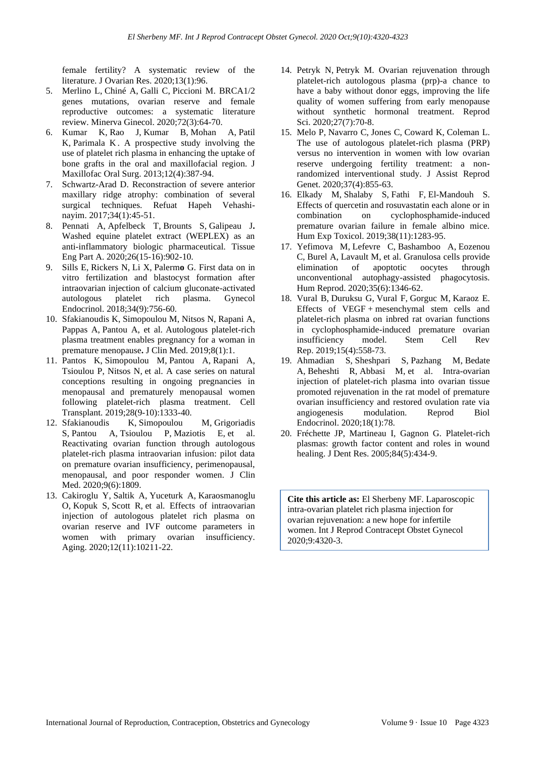female fertility? A systematic review of the literature. J Ovarian Res. 2020;13(1):96.

5. Merlino L, Chiné A, Galli C, Piccioni M. BRCA1/2 genes mutations, ovarian reserve and female reproductive outcomes: a systematic literature review. Minerva Ginecol. 2020;72(3):64-70.
6. Kumar K, Rao J, Kumar B, Mohan A, Patil K, Parimala K. A prospective study involving the use of platelet rich plasma in enhancing the uptake of bone grafts in the oral and maxillofacial region. J Maxillofac Oral Surg. 2013;12(4):387-94.
7. Schwartz-Arad D. Reconstraction of severe anterior maxillary ridge atrophy: combination of several surgical techniques. Refuat Hapeh Vehashi-nayim. 2017;34(1):45-51.
8. Pennati A, Apfelbeck T, Brounts S, Galipeau J**.** Washed equine platelet extract (WEPLEX) as an anti-inflammatory biologic pharmaceutical. Tissue Eng Part A. 2020;26(15-16):902-10.
9. Sills E, Rickers N, Li X, Palerm**o** G. First data on in vitro fertilization and blastocyst formation after intraovarian injection of calcium gluconate-activated autologous platelet rich plasma. Gynecol Endocrinol. 2018;34(9):756-60.
10. Sfakianoudis K, Simopoulou M, Nitsos N, Rapani A, Pappas A, Pantou A, et al. Autologous platelet-rich plasma treatment enables pregnancy for a woman in premature menopause**.** J Clin Med. 2019;8(1):1.
11. Pantos K, Simopoulou M, Pantou A, Rapani A, Tsioulou P, Nitsos N, et al. A case series on natural conceptions resulting in ongoing pregnancies in menopausal and prematurely menopausal women following platelet-rich plasma treatment. Cell Transplant. 2019;28(9-10):1333-40.
12. Sfakianoudis K, Simopoulou M, Grigoriadis S, Pantou A, Tsioulou P, Maziotis E, et al. Reactivating ovarian function through autologous platelet-rich plasma intraovarian infusion: pilot data on premature ovarian insufficiency, perimenopausal, menopausal, and poor responder women. J Clin Med. 2020;9(6):1809.
13. Cakiroglu Y, Saltik A, Yuceturk A, Karaosmanoglu O, Kopuk S, Scott R, et al. Effects of intraovarian injection of autologous platelet rich plasma on ovarian reserve and IVF outcome parameters in women with primary ovarian insufficiency. Aging. 2020;12(11):10211-22.
14. Petryk N, Petryk M. Ovarian rejuvenation through platelet-rich autologous plasma (prp)-a chance to have a baby without donor eggs, improving the life quality of women suffering from early menopause without synthetic hormonal treatment. Reprod Sci. 2020;27(7):70-8.
15. Melo P, Navarro C, Jones C, Coward K, Coleman L. The use of autologous platelet-rich plasma (PRP) versus no intervention in women with low ovarian reserve undergoing fertility treatment: a non-randomized interventional study. J Assist Reprod Genet. 2020;37(4):855-63.
16. Elkady M, Shalaby S, Fathi F, El-Mandouh S. Effects of quercetin and rosuvastatin each alone or in combination on cyclophosphamide-induced premature ovarian failure in female albino mice. Hum Exp Toxicol. 2019;38(11):1283-95.
17. Yefimova M, Lefevre C, Bashamboo A, Eozenou C, Burel A, Lavault M, et al. Granulosa cells provide elimination of apoptotic oocytes through unconventional autophagy-assisted phagocytosis. Hum Reprod. 2020;35(6):1346-62.
18. Vural B, Duruksu G, Vural F, Gorguc M, Karaoz E. Effects of VEGF + mesenchymal stem cells and platelet-rich plasma on inbred rat ovarian functions in cyclophosphamide-induced premature ovarian insufficiency model. Stem Cell Rev Rep. 2019;15(4):558-73.
19. Ahmadian S, Sheshpari S, Pazhang M, Bedate A, Beheshti R, Abbasi M, et al. Intra-ovarian injection of platelet-rich plasma into ovarian tissue promoted rejuvenation in the rat model of premature ovarian insufficiency and restored ovulation rate via angiogenesis modulation. Reprod Biol Endocrinol. 2020;18(1):78.
20. Fréchette JP, Martineau I, Gagnon G. Platelet-rich plasmas: growth factor content and roles in wound healing. J Dent Res. 2005;84(5):434-9.

**Cite this article as:** El Sherbeny MF. Laparoscopic intra-ovarian platelet rich plasma injection for ovarian rejuvenation: a new hope for infertile women. Int J Reprod Contracept Obstet Gynecol 2020;9:4320-3.